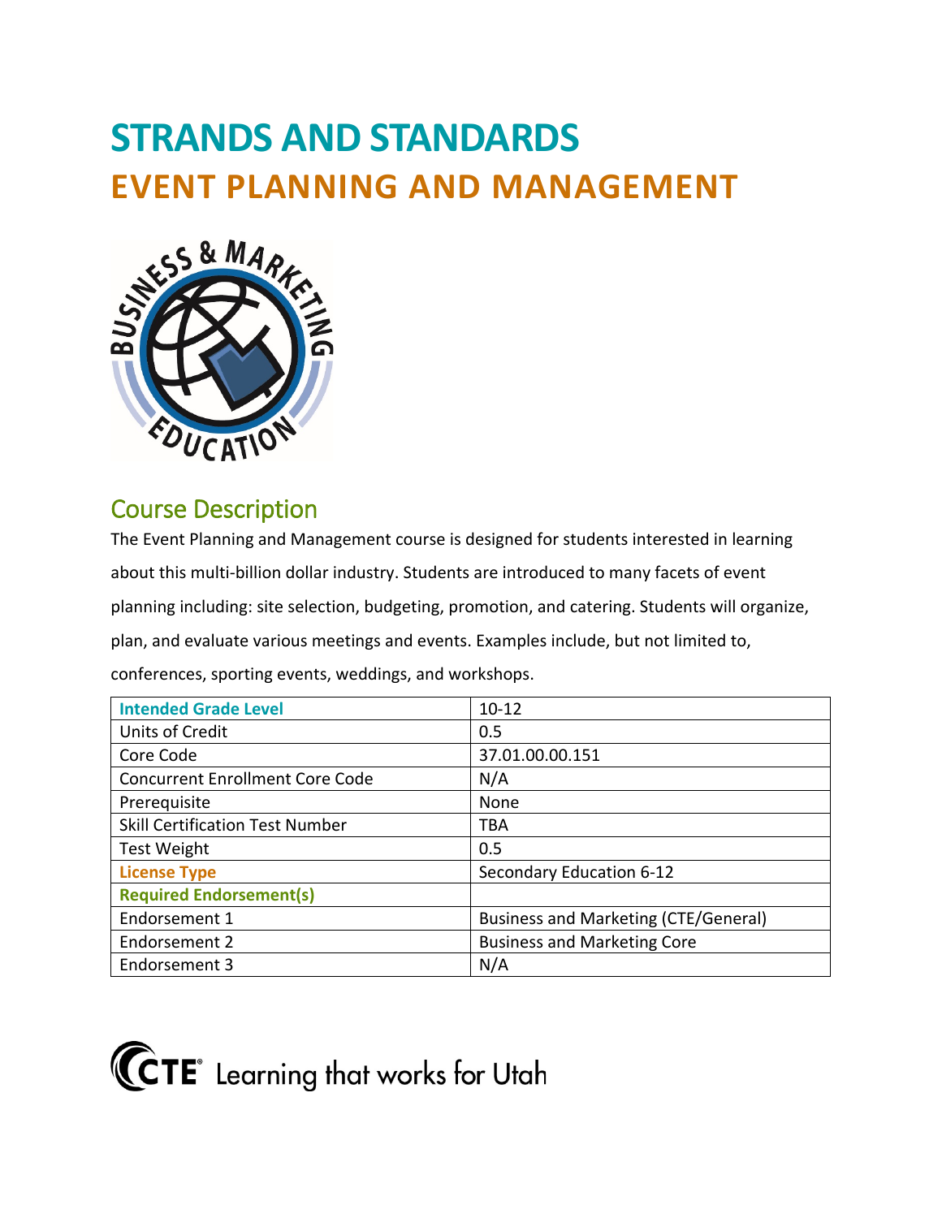# STRANDS AND STANDARDS

# EVENT PLANNING AND MANAGEMENT

## Course Description

The Event Planning and Management course is designed for students interested in learning about this multi-billion dollar industry. Students are introduced to many facets of event planning including: site selection, budgeting, promotion, and catering. Students will organize, plan, and evaluate various meetings and events. Examples include, but not limited to, conferences, sporting events, weddings, and workshops.

| **Intended Grade Level** | 10-12 |
|---|---|
| Units of Credit | 0.5 |
| Core Code | 37.01.00.00.151 |
| Concurrent Enrollment Core Code | N/A |
| Prerequisite | None |
| Skill Certification Test Number | TBA |
| Test Weight | 0.5 |
| **License Type** | Secondary Education 6-12 |
| **Required Endorsement(s)** | |
| Endorsement 1 | Business and Marketing (CTE/General) |
| Endorsement 2 | Business and Marketing Core |
| Endorsement 3 | N/A |

CTE Learning that works for Utah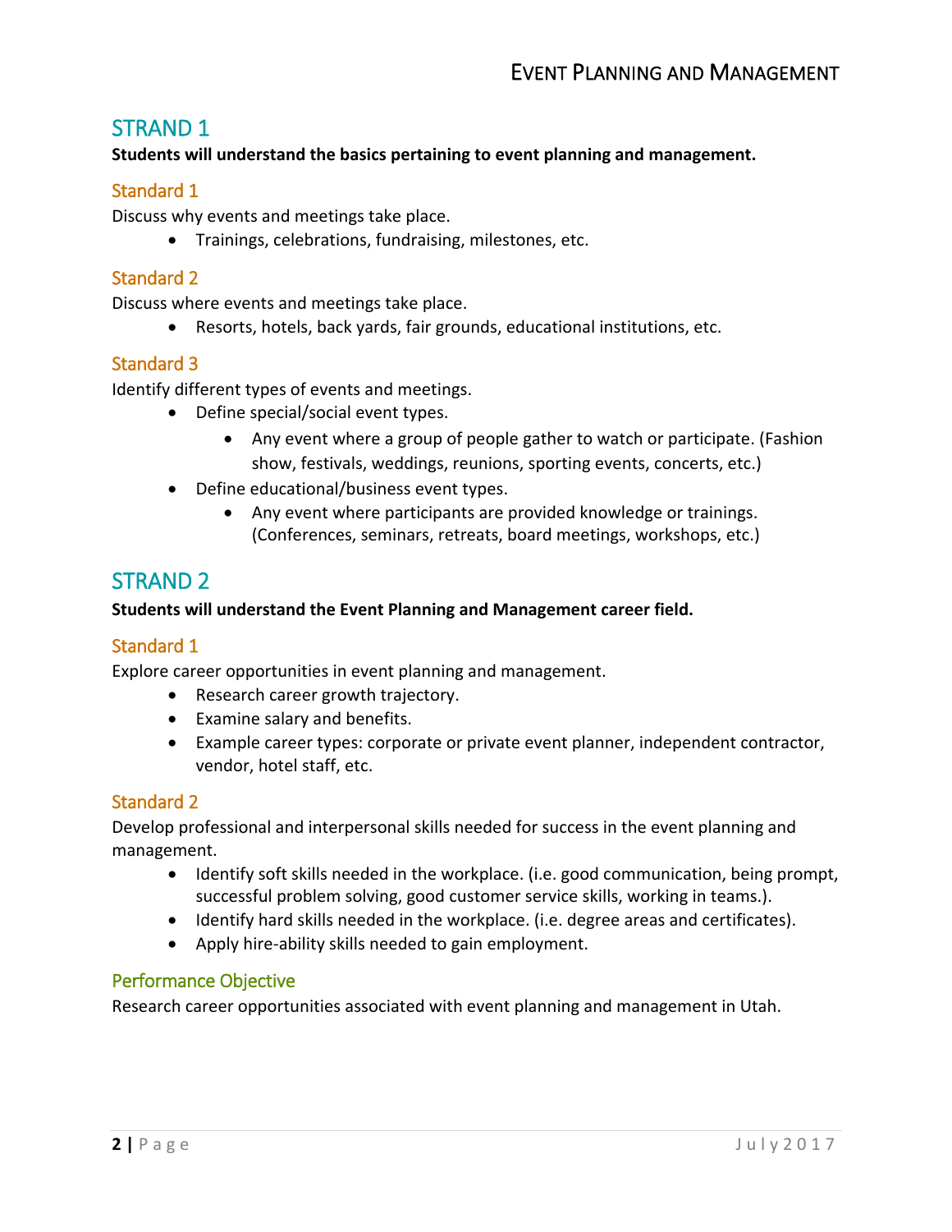## STRAND 1

**Students will understand the basics pertaining to event planning and management.**

### Standard 1

Discuss why events and meetings take place.

- Trainings, celebrations, fundraising, milestones, etc.

### Standard 2

Discuss where events and meetings take place.

- Resorts, hotels, back yards, fair grounds, educational institutions, etc.

### Standard 3

Identify different types of events and meetings.

- Define special/social event types.
  - Any event where a group of people gather to watch or participate. (Fashion show, festivals, weddings, reunions, sporting events, concerts, etc.)
- Define educational/business event types.
  - Any event where participants are provided knowledge or trainings. (Conferences, seminars, retreats, board meetings, workshops, etc.)

## STRAND 2

**Students will understand the Event Planning and Management career field.**

### Standard 1

Explore career opportunities in event planning and management.

- Research career growth trajectory.
- Examine salary and benefits.
- Example career types: corporate or private event planner, independent contractor, vendor, hotel staff, etc.

### Standard 2

Develop professional and interpersonal skills needed for success in the event planning and management.

- Identify soft skills needed in the workplace. (i.e. good communication, being prompt, successful problem solving, good customer service skills, working in teams.).
- Identify hard skills needed in the workplace. (i.e. degree areas and certificates).
- Apply hire-ability skills needed to gain employment.

### Performance Objective

Research career opportunities associated with event planning and management in Utah.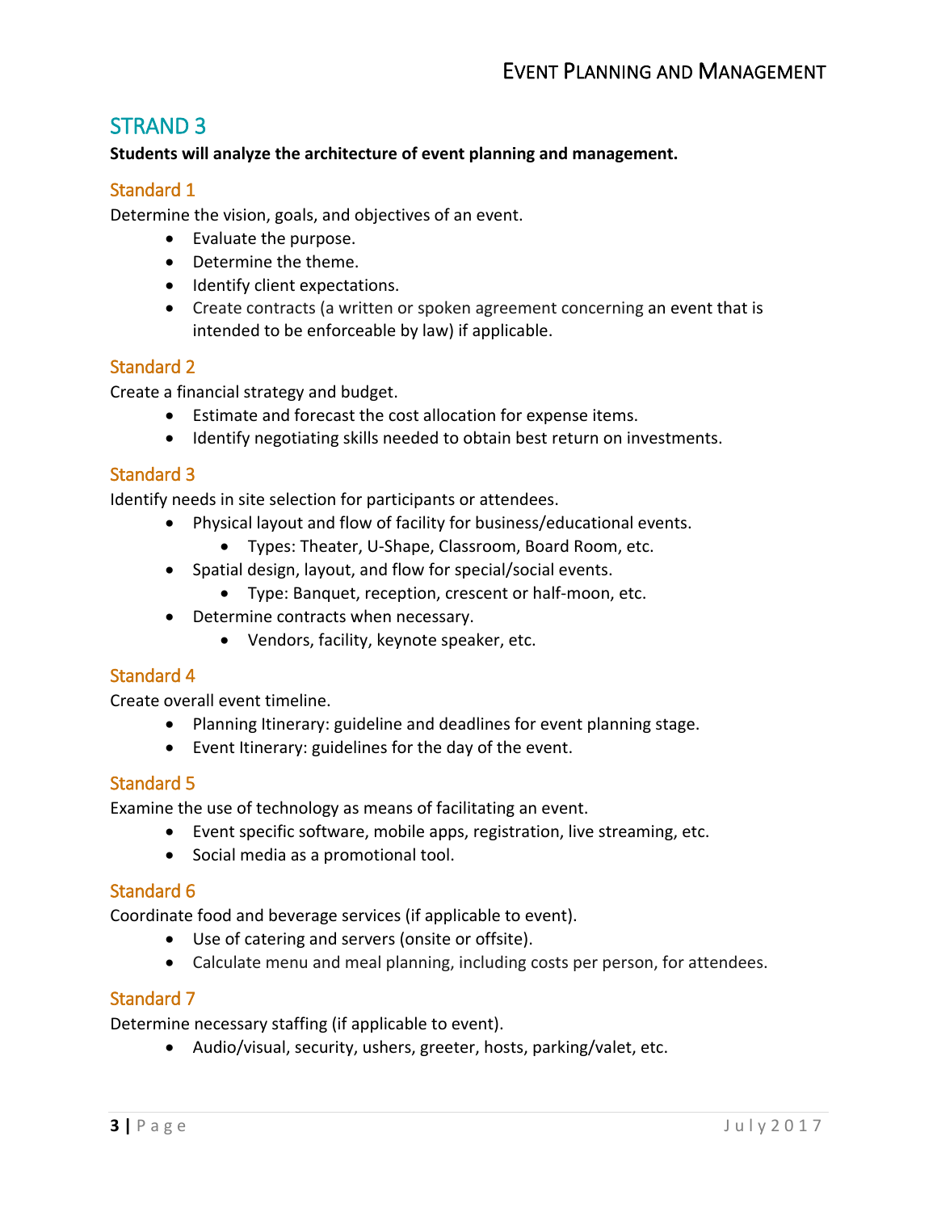## STRAND 3

**Students will analyze the architecture of event planning and management.**

### Standard 1

Determine the vision, goals, and objectives of an event.

- Evaluate the purpose.
- Determine the theme.
- Identify client expectations.
- Create contracts (a written or spoken agreement concerning an event that is intended to be enforceable by law) if applicable.

### Standard 2

Create a financial strategy and budget.

- Estimate and forecast the cost allocation for expense items.
- Identify negotiating skills needed to obtain best return on investments.

### Standard 3

Identify needs in site selection for participants or attendees.

- Physical layout and flow of facility for business/educational events.
  - Types: Theater, U-Shape, Classroom, Board Room, etc.
- Spatial design, layout, and flow for special/social events.
  - Type: Banquet, reception, crescent or half-moon, etc.
- Determine contracts when necessary.
  - Vendors, facility, keynote speaker, etc.

### Standard 4

Create overall event timeline.

- Planning Itinerary: guideline and deadlines for event planning stage.
- Event Itinerary: guidelines for the day of the event.

### Standard 5

Examine the use of technology as means of facilitating an event.

- Event specific software, mobile apps, registration, live streaming, etc.
- Social media as a promotional tool.

### Standard 6

Coordinate food and beverage services (if applicable to event).

- Use of catering and servers (onsite or offsite).
- Calculate menu and meal planning, including costs per person, for attendees.

### Standard 7

Determine necessary staffing (if applicable to event).

- Audio/visual, security, ushers, greeter, hosts, parking/valet, etc.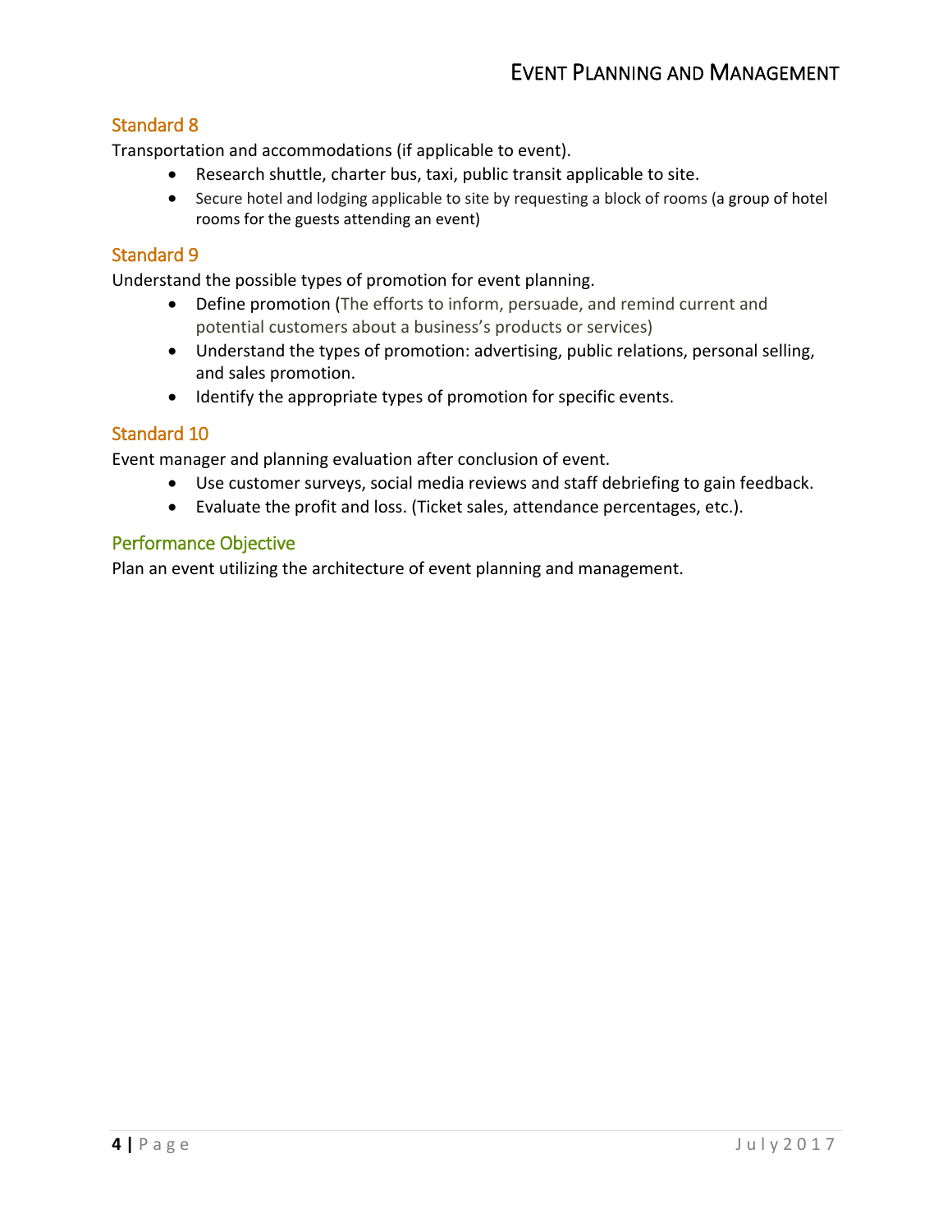## Standard 8

Transportation and accommodations (if applicable to event).

- Research shuttle, charter bus, taxi, public transit applicable to site.
- Secure hotel and lodging applicable to site by requesting a block of rooms (a group of hotel rooms for the guests attending an event)

## Standard 9

Understand the possible types of promotion for event planning.

- Define promotion (The efforts to inform, persuade, and remind current and potential customers about a business's products or services)
- Understand the types of promotion: advertising, public relations, personal selling, and sales promotion.
- Identify the appropriate types of promotion for specific events.

## Standard 10

Event manager and planning evaluation after conclusion of event.

- Use customer surveys, social media reviews and staff debriefing to gain feedback.
- Evaluate the profit and loss. (Ticket sales, attendance percentages, etc.).

## Performance Objective

Plan an event utilizing the architecture of event planning and management.